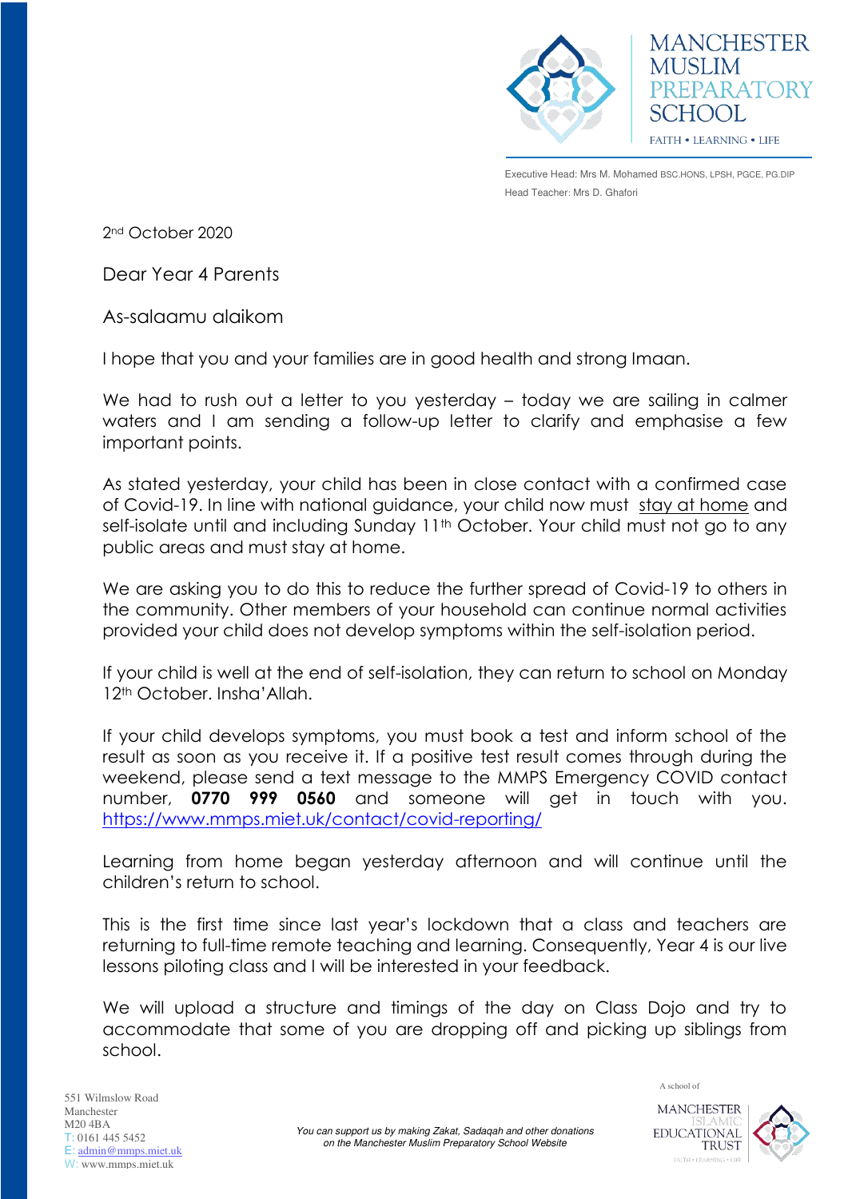MANCHESTER MUSLIM PREPARATORY SCHOOL

FAITH • LEARNING • LIFE

Executive Head: Mrs M. Mohamed BSC.HONS, LPSH, PGCE, PG.DIP

Head Teacher: Mrs D. Ghafori

2nd October 2020

Dear Year 4 Parents

As-salaamu alaikom

I hope that you and your families are in good health and strong Imaan.

We had to rush out a letter to you yesterday – today we are sailing in calmer waters and I am sending a follow-up letter to clarify and emphasise a few important points.

As stated yesterday, your child has been in close contact with a confirmed case of Covid-19. In line with national guidance, your child now must stay at home and self-isolate until and including Sunday 11th October. Your child must not go to any public areas and must stay at home.

We are asking you to do this to reduce the further spread of Covid-19 to others in the community. Other members of your household can continue normal activities provided your child does not develop symptoms within the self-isolation period.

If your child is well at the end of self-isolation, they can return to school on Monday 12th October. Insha'Allah.

If your child develops symptoms, you must book a test and inform school of the result as soon as you receive it. If a positive test result comes through during the weekend, please send a text message to the MMPS Emergency COVID contact number, **0770 999 0560** and someone will get in touch with you. https://www.mmps.miet.uk/contact/covid-reporting/

Learning from home began yesterday afternoon and will continue until the children's return to school.

This is the first time since last year's lockdown that a class and teachers are returning to full-time remote teaching and learning. Consequently, Year 4 is our live lessons piloting class and I will be interested in your feedback.

We will upload a structure and timings of the day on Class Dojo and try to accommodate that some of you are dropping off and picking up siblings from school.

551 Wilmslow Road
Manchester
M20 4BA
T: 0161 445 5452
E: admin@mmps.miet.uk
W: www.mmps.miet.uk

*You can support us by making Zakat, Sadaqah and other donations on the Manchester Muslim Preparatory School Website*

A school of MANCHESTER ISLAMIC EDUCATIONAL TRUST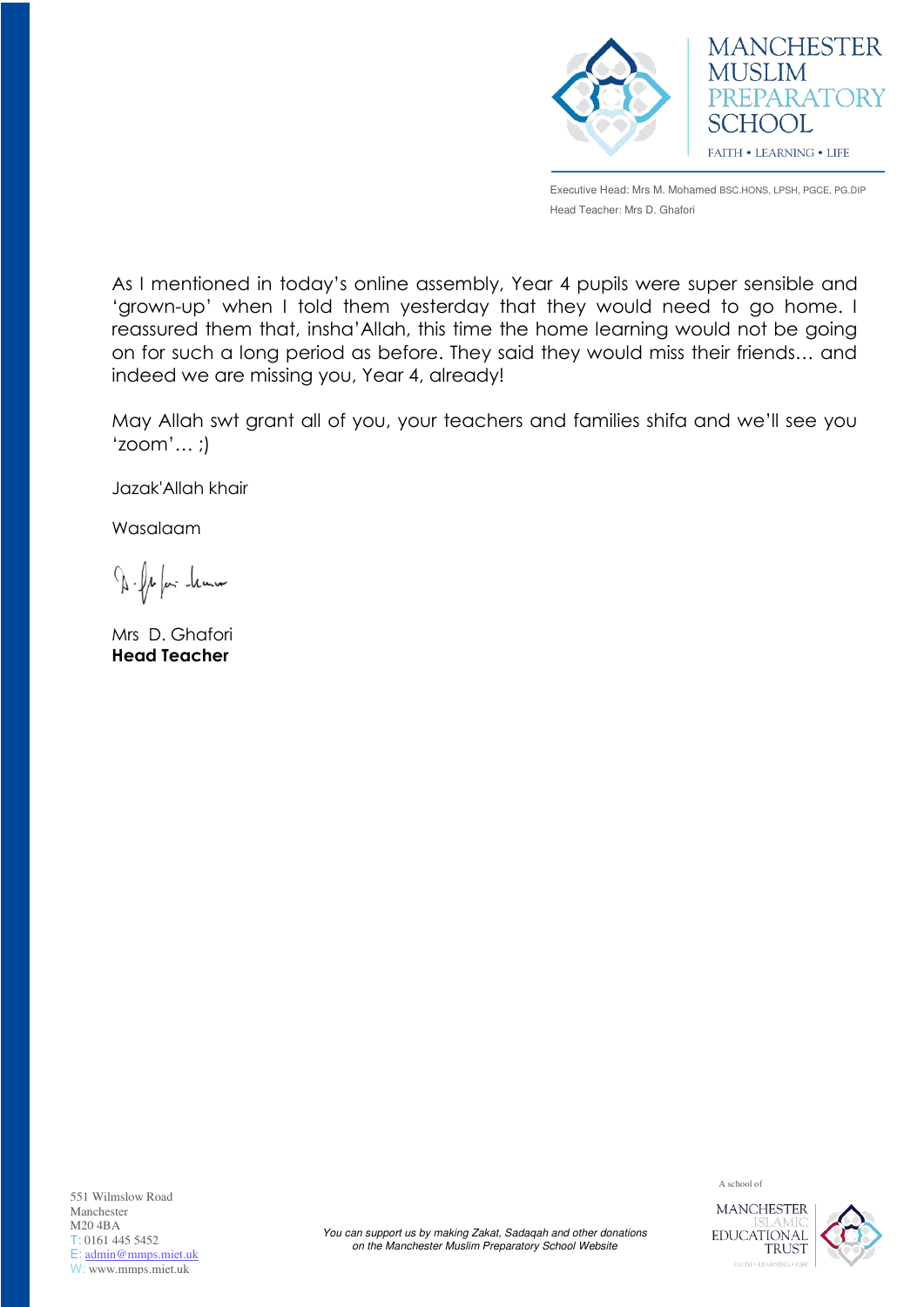MANCHESTER MUSLIM PREPARATORY SCHOOL

FAITH • LEARNING • LIFE

Executive Head: Mrs M. Mohamed BSC.HONS, LPSH, PGCE, PG.DIP

Head Teacher: Mrs D. Ghafori

As I mentioned in today's online assembly, Year 4 pupils were super sensible and 'grown-up' when I told them yesterday that they would need to go home. I reassured them that, insha'Allah, this time the home learning would not be going on for such a long period as before. They said they would miss their friends… and indeed we are missing you, Year 4, already!

May Allah swt grant all of you, your teachers and families shifa and we'll see you 'zoom'… ;)

Jazak'Allah khair

Wasalaam

Mrs D. Ghafori
**Head Teacher**

551 Wilmslow Road
Manchester
M20 4BA
T: 0161 445 5452
E: admin@mmps.miet.uk
W: www.mmps.miet.uk

*You can support us by making Zakat, Sadaqah and other donations on the Manchester Muslim Preparatory School Website*

A school of MANCHESTER ISLAMIC EDUCATIONAL TRUST